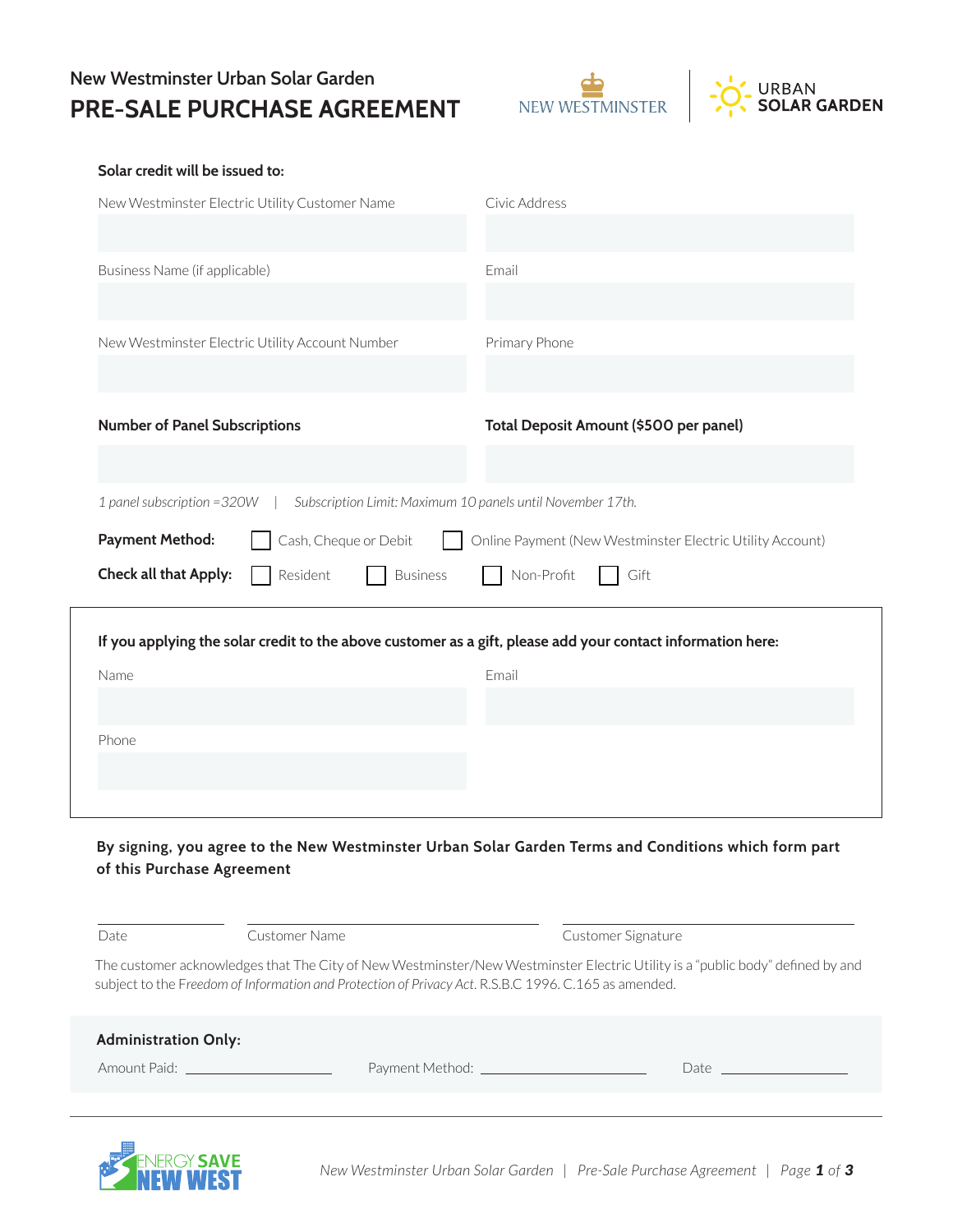New Westminster Urban Solar Garden

# PRE-SALE PURCHASE AGREEMENT

NEW WESTMINSTER | URBAN SOLAR GARDEN

**Solar credit will be issued to:**

New Westminster Electric Utility Customer Name

Civic Address

Business Name (if applicable)

Email

New Westminster Electric Utility Account Number

Primary Phone

**Number of Panel Subscriptions**

**Total Deposit Amount ($500 per panel)**

*1 panel subscription =320W | Subscription Limit: Maximum 10 panels until November 17th.*

**Payment Method:** ☐ Cash, Cheque or Debit ☐ Online Payment (New Westminster Electric Utility Account)

**Check all that Apply:** ☐ Resident ☐ Business ☐ Non-Profit ☐ Gift

**If you applying the solar credit to the above customer as a gift, please add your contact information here:**

Name

Email

Phone

**By signing, you agree to the New Westminster Urban Solar Garden Terms and Conditions which form part of this Purchase Agreement**

Date ______ Customer Name ______ Customer Signature ______

The customer acknowledges that The City of New Westminster/New Westminster Electric Utility is a "public body" defined by and subject to the *Freedom of Information and Protection of Privacy Act*. R.S.B.C 1996. C.165 as amended.

**Administration Only:**

Amount Paid: ______ Payment Method: ______ Date ______

ENERGY SAVE NEW WEST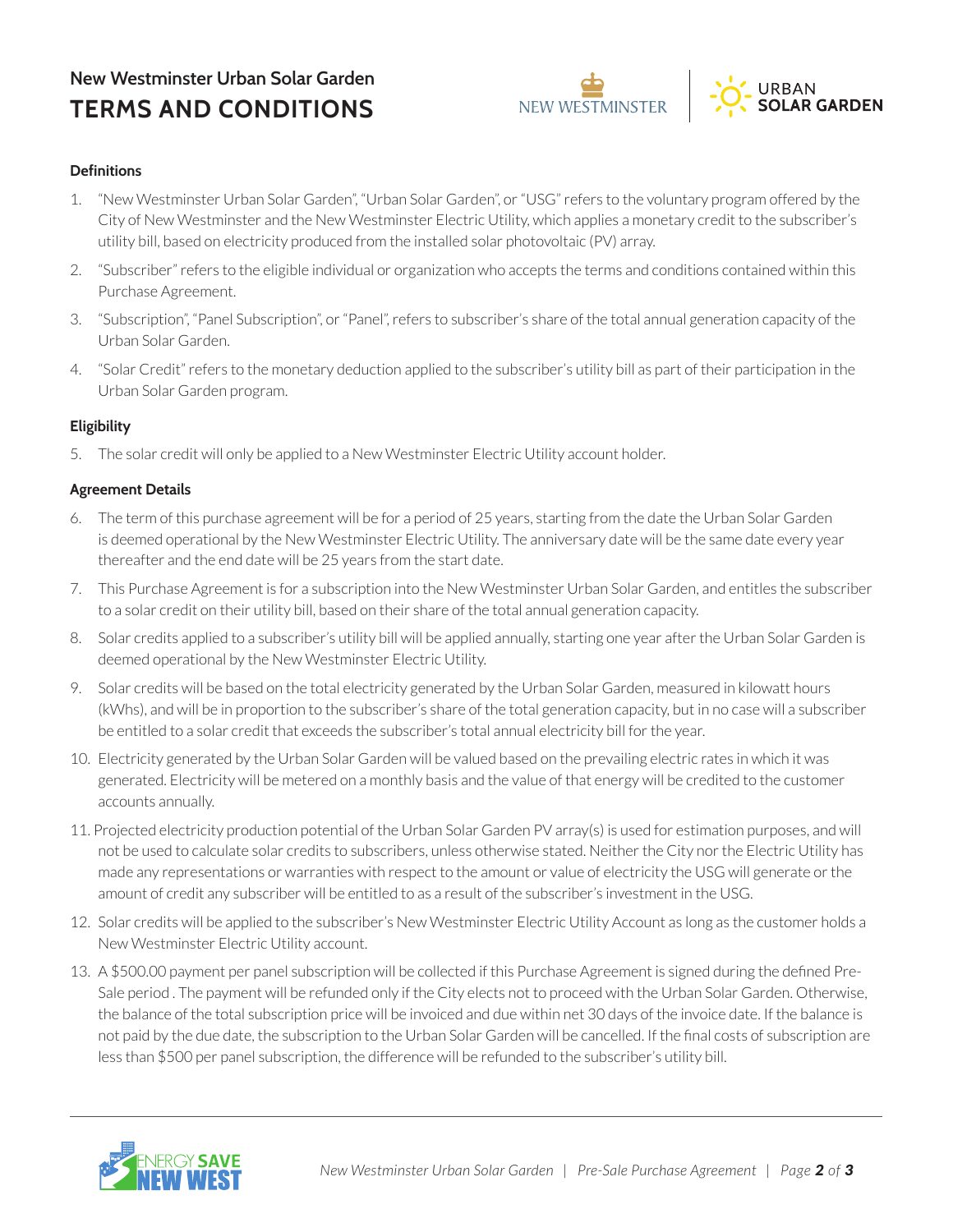## New Westminster Urban Solar Garden

# TERMS AND CONDITIONS

**Definitions**

1. "New Westminster Urban Solar Garden", "Urban Solar Garden", or "USG" refers to the voluntary program offered by the City of New Westminster and the New Westminster Electric Utility, which applies a monetary credit to the subscriber's utility bill, based on electricity produced from the installed solar photovoltaic (PV) array.
2. "Subscriber" refers to the eligible individual or organization who accepts the terms and conditions contained within this Purchase Agreement.
3. "Subscription", "Panel Subscription", or "Panel", refers to subscriber's share of the total annual generation capacity of the Urban Solar Garden.
4. "Solar Credit" refers to the monetary deduction applied to the subscriber's utility bill as part of their participation in the Urban Solar Garden program.

**Eligibility**

5. The solar credit will only be applied to a New Westminster Electric Utility account holder.

**Agreement Details**

6. The term of this purchase agreement will be for a period of 25 years, starting from the date the Urban Solar Garden is deemed operational by the New Westminster Electric Utility. The anniversary date will be the same date every year thereafter and the end date will be 25 years from the start date.
7. This Purchase Agreement is for a subscription into the New Westminster Urban Solar Garden, and entitles the subscriber to a solar credit on their utility bill, based on their share of the total annual generation capacity.
8. Solar credits applied to a subscriber's utility bill will be applied annually, starting one year after the Urban Solar Garden is deemed operational by the New Westminster Electric Utility.
9. Solar credits will be based on the total electricity generated by the Urban Solar Garden, measured in kilowatt hours (kWhs), and will be in proportion to the subscriber's share of the total generation capacity, but in no case will a subscriber be entitled to a solar credit that exceeds the subscriber's total annual electricity bill for the year.
10. Electricity generated by the Urban Solar Garden will be valued based on the prevailing electric rates in which it was generated. Electricity will be metered on a monthly basis and the value of that energy will be credited to the customer accounts annually.
11. Projected electricity production potential of the Urban Solar Garden PV array(s) is used for estimation purposes, and will not be used to calculate solar credits to subscribers, unless otherwise stated. Neither the City nor the Electric Utility has made any representations or warranties with respect to the amount or value of electricity the USG will generate or the amount of credit any subscriber will be entitled to as a result of the subscriber's investment in the USG.
12. Solar credits will be applied to the subscriber's New Westminster Electric Utility Account as long as the customer holds a New Westminster Electric Utility account.
13. A $500.00 payment per panel subscription will be collected if this Purchase Agreement is signed during the defined Pre-Sale period . The payment will be refunded only if the City elects not to proceed with the Urban Solar Garden. Otherwise, the balance of the total subscription price will be invoiced and due within net 30 days of the invoice date. If the balance is not paid by the due date, the subscription to the Urban Solar Garden will be cancelled. If the final costs of subscription are less than $500 per panel subscription, the difference will be refunded to the subscriber's utility bill.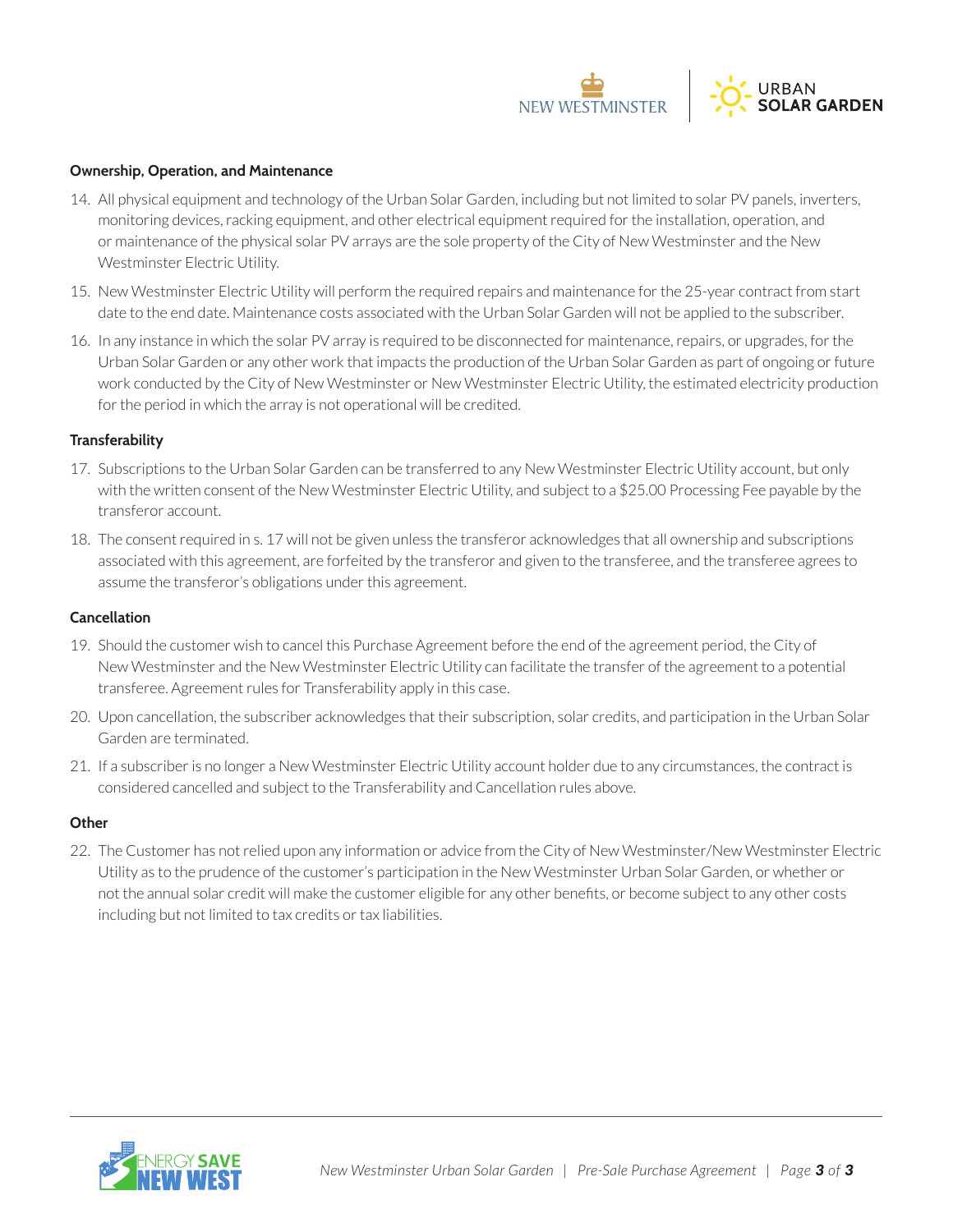### Ownership, Operation, and Maintenance

14. All physical equipment and technology of the Urban Solar Garden, including but not limited to solar PV panels, inverters, monitoring devices, racking equipment, and other electrical equipment required for the installation, operation, and or maintenance of the physical solar PV arrays are the sole property of the City of New Westminster and the New Westminster Electric Utility.
15. New Westminster Electric Utility will perform the required repairs and maintenance for the 25-year contract from start date to the end date. Maintenance costs associated with the Urban Solar Garden will not be applied to the subscriber.
16. In any instance in which the solar PV array is required to be disconnected for maintenance, repairs, or upgrades, for the Urban Solar Garden or any other work that impacts the production of the Urban Solar Garden as part of ongoing or future work conducted by the City of New Westminster or New Westminster Electric Utility, the estimated electricity production for the period in which the array is not operational will be credited.

### Transferability

17. Subscriptions to the Urban Solar Garden can be transferred to any New Westminster Electric Utility account, but only with the written consent of the New Westminster Electric Utility, and subject to a $25.00 Processing Fee payable by the transferor account.
18. The consent required in s. 17 will not be given unless the transferor acknowledges that all ownership and subscriptions associated with this agreement, are forfeited by the transferor and given to the transferee, and the transferee agrees to assume the transferor's obligations under this agreement.

### Cancellation

19. Should the customer wish to cancel this Purchase Agreement before the end of the agreement period, the City of New Westminster and the New Westminster Electric Utility can facilitate the transfer of the agreement to a potential transferee. Agreement rules for Transferability apply in this case.
20. Upon cancellation, the subscriber acknowledges that their subscription, solar credits, and participation in the Urban Solar Garden are terminated.
21. If a subscriber is no longer a New Westminster Electric Utility account holder due to any circumstances, the contract is considered cancelled and subject to the Transferability and Cancellation rules above.

### Other

22. The Customer has not relied upon any information or advice from the City of New Westminster/New Westminster Electric Utility as to the prudence of the customer's participation in the New Westminster Urban Solar Garden, or whether or not the annual solar credit will make the customer eligible for any other benefits, or become subject to any other costs including but not limited to tax credits or tax liabilities.